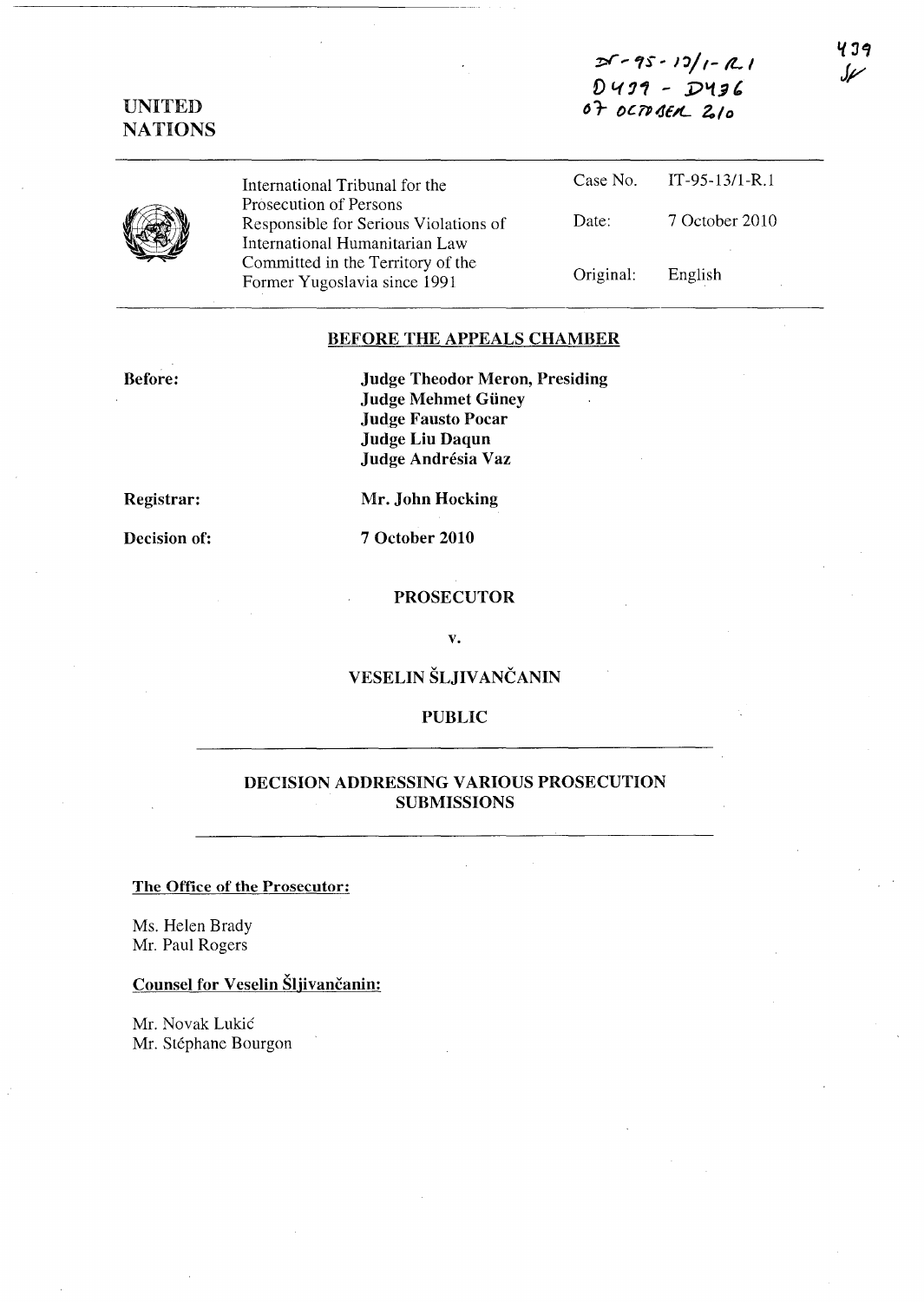IT-95-13/1-R.1
D439 - D436
07 OCTOBER 2010

439
SF

UNITED NATIONS

| | | |
|---|---|---|
| International Tribunal for the Prosecution of Persons Responsible for Serious Violations of International Humanitarian Law Committed in the Territory of the Former Yugoslavia since 1991 | Case No. | IT-95-13/1-R.1 |
| | Date: | 7 October 2010 |
| | Original: | English |

## BEFORE THE APPEALS CHAMBER

**Before:**

**Judge Theodor Meron, Presiding**
**Judge Mehmet Güney**
**Judge Fausto Pocar**
**Judge Liu Daqun**
**Judge Andrésia Vaz**

**Registrar:** **Mr. John Hocking**

**Decision of:** **7 October 2010**

**PROSECUTOR**

**v.**

**VESELIN ŠLJIVANČANIN**

**PUBLIC**

## DECISION ADDRESSING VARIOUS PROSECUTION SUBMISSIONS

**The Office of the Prosecutor:**

Ms. Helen Brady
Mr. Paul Rogers

**Counsel for Veselin Šljivančanin:**

Mr. Novak Lukić
Mr. Stéphane Bourgon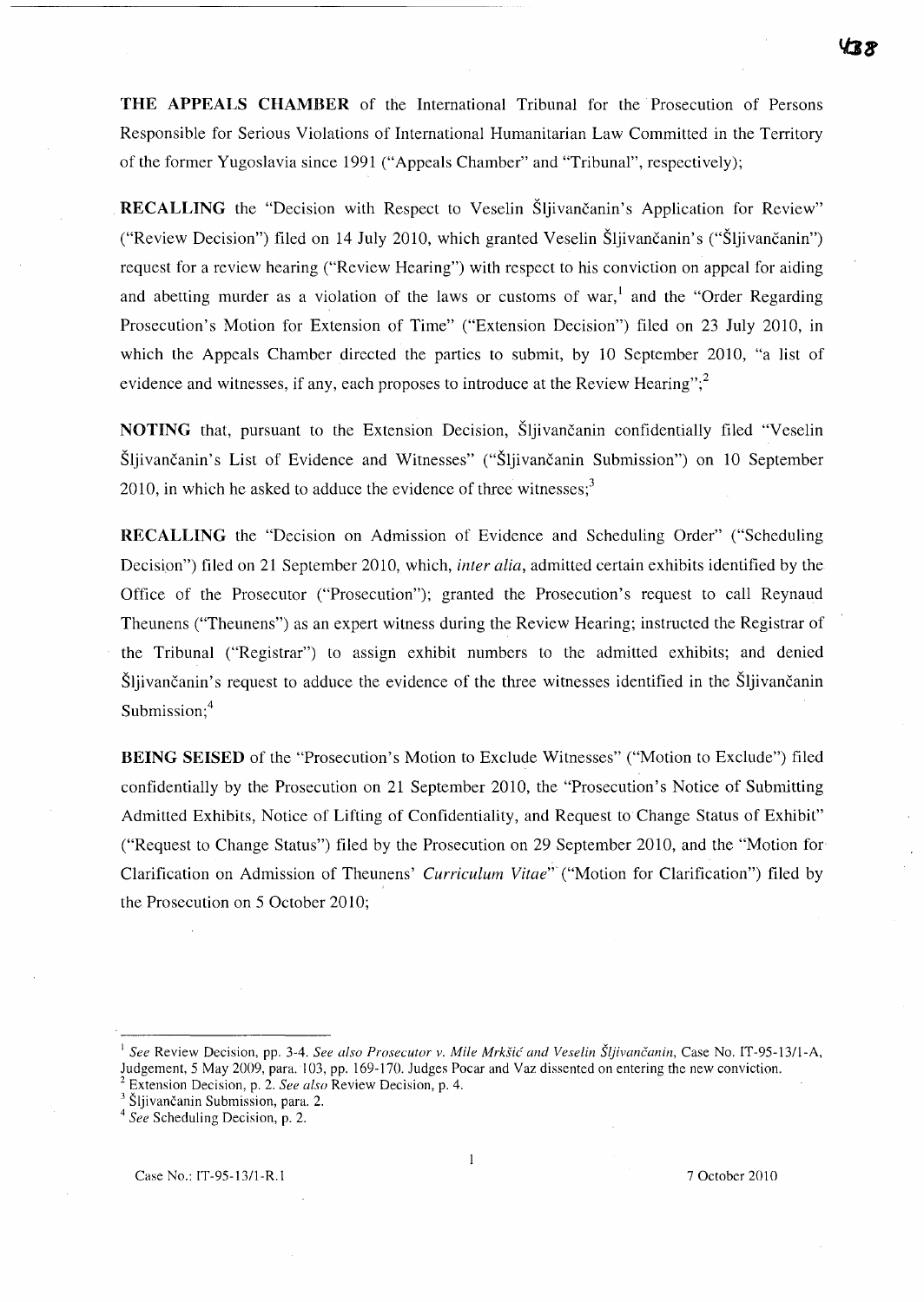**THE APPEALS CHAMBER** of the International Tribunal for the Prosecution of Persons Responsible for Serious Violations of International Humanitarian Law Committed in the Territory of the former Yugoslavia since 1991 ("Appeals Chamber" and "Tribunal", respectively);

**RECALLING** the "Decision with Respect to Veselin Šljivančanin's Application for Review" ("Review Decision") filed on 14 July 2010, which granted Veselin Šljivančanin's ("Šljivančanin") request for a review hearing ("Review Hearing") with respect to his conviction on appeal for aiding and abetting murder as a violation of the laws or customs of war,[1] and the "Order Regarding Prosecution's Motion for Extension of Time" ("Extension Decision") filed on 23 July 2010, in which the Appeals Chamber directed the parties to submit, by 10 September 2010, "a list of evidence and witnesses, if any, each proposes to introduce at the Review Hearing";[2]

**NOTING** that, pursuant to the Extension Decision, Šljivančanin confidentially filed "Veselin Šljivančanin's List of Evidence and Witnesses" ("Šljivančanin Submission") on 10 September 2010, in which he asked to adduce the evidence of three witnesses;[3]

**RECALLING** the "Decision on Admission of Evidence and Scheduling Order" ("Scheduling Decision") filed on 21 September 2010, which, *inter alia*, admitted certain exhibits identified by the Office of the Prosecutor ("Prosecution"); granted the Prosecution's request to call Reynaud Theunens ("Theunens") as an expert witness during the Review Hearing; instructed the Registrar of the Tribunal ("Registrar") to assign exhibit numbers to the admitted exhibits; and denied Šljivančanin's request to adduce the evidence of the three witnesses identified in the Šljivančanin Submission;[4]

**BEING SEISED** of the "Prosecution's Motion to Exclude Witnesses" ("Motion to Exclude") filed confidentially by the Prosecution on 21 September 2010, the "Prosecution's Notice of Submitting Admitted Exhibits, Notice of Lifting of Confidentiality, and Request to Change Status of Exhibit" ("Request to Change Status") filed by the Prosecution on 29 September 2010, and the "Motion for Clarification on Admission of Theunens' *Curriculum Vitae*" ("Motion for Clarification") filed by the Prosecution on 5 October 2010;

---

[1] *See* Review Decision, pp. 3-4. *See also Prosecutor v. Mile Mrkšić and Veselin Šljivančanin*, Case No. IT-95-13/1-A, Judgement, 5 May 2009, para. 103, pp. 169-170. Judges Pocar and Vaz dissented on entering the new conviction.

[2] Extension Decision, p. 2. *See also* Review Decision, p. 4.

[3] Šljivančanin Submission, para. 2.

[4] *See* Scheduling Decision, p. 2.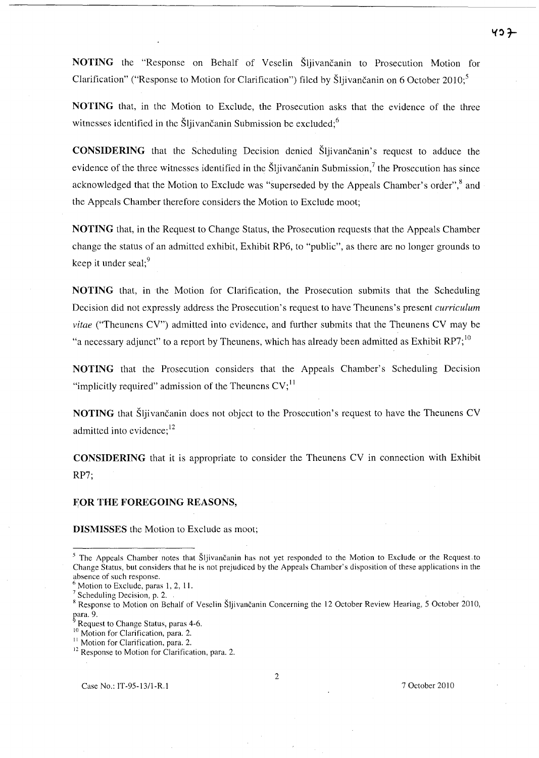**NOTING** the "Response on Behalf of Veselin Šljivančanin to Prosecution Motion for Clarification" ("Response to Motion for Clarification") filed by Šljivančanin on 6 October 2010;[5]

**NOTING** that, in the Motion to Exclude, the Prosecution asks that the evidence of the three witnesses identified in the Šljivančanin Submission be excluded;[6]

**CONSIDERING** that the Scheduling Decision denied Šljivančanin's request to adduce the evidence of the three witnesses identified in the Šljivančanin Submission,[7] the Prosecution has since acknowledged that the Motion to Exclude was "superseded by the Appeals Chamber's order",[8] and the Appeals Chamber therefore considers the Motion to Exclude moot;

**NOTING** that, in the Request to Change Status, the Prosecution requests that the Appeals Chamber change the status of an admitted exhibit, Exhibit RP6, to "public", as there are no longer grounds to keep it under seal;[9]

**NOTING** that, in the Motion for Clarification, the Prosecution submits that the Scheduling Decision did not expressly address the Prosecution's request to have Theunens's present *curriculum vitae* ("Theunens CV") admitted into evidence, and further submits that the Theunens CV may be "a necessary adjunct" to a report by Theunens, which has already been admitted as Exhibit RP7;[10]

**NOTING** that the Prosecution considers that the Appeals Chamber's Scheduling Decision "implicitly required" admission of the Theunens CV;[11]

**NOTING** that Šljivančanin does not object to the Prosecution's request to have the Theunens CV admitted into evidence;[12]

**CONSIDERING** that it is appropriate to consider the Theunens CV in connection with Exhibit RP7;

**FOR THE FOREGOING REASONS,**

**DISMISSES** the Motion to Exclude as moot;

---

[5] The Appeals Chamber notes that Šljivančanin has not yet responded to the Motion to Exclude or the Request to Change Status, but considers that he is not prejudiced by the Appeals Chamber's disposition of these applications in the absence of such response.

[6] Motion to Exclude, paras 1, 2, 11.

[7] Scheduling Decision, p. 2.

[8] Response to Motion on Behalf of Veselin Šljivančanin Concerning the 12 October Review Hearing, 5 October 2010, para. 9.

[9] Request to Change Status, paras 4-6.

[10] Motion for Clarification, para. 2.

[11] Motion for Clarification, para. 2.

[12] Response to Motion for Clarification, para. 2.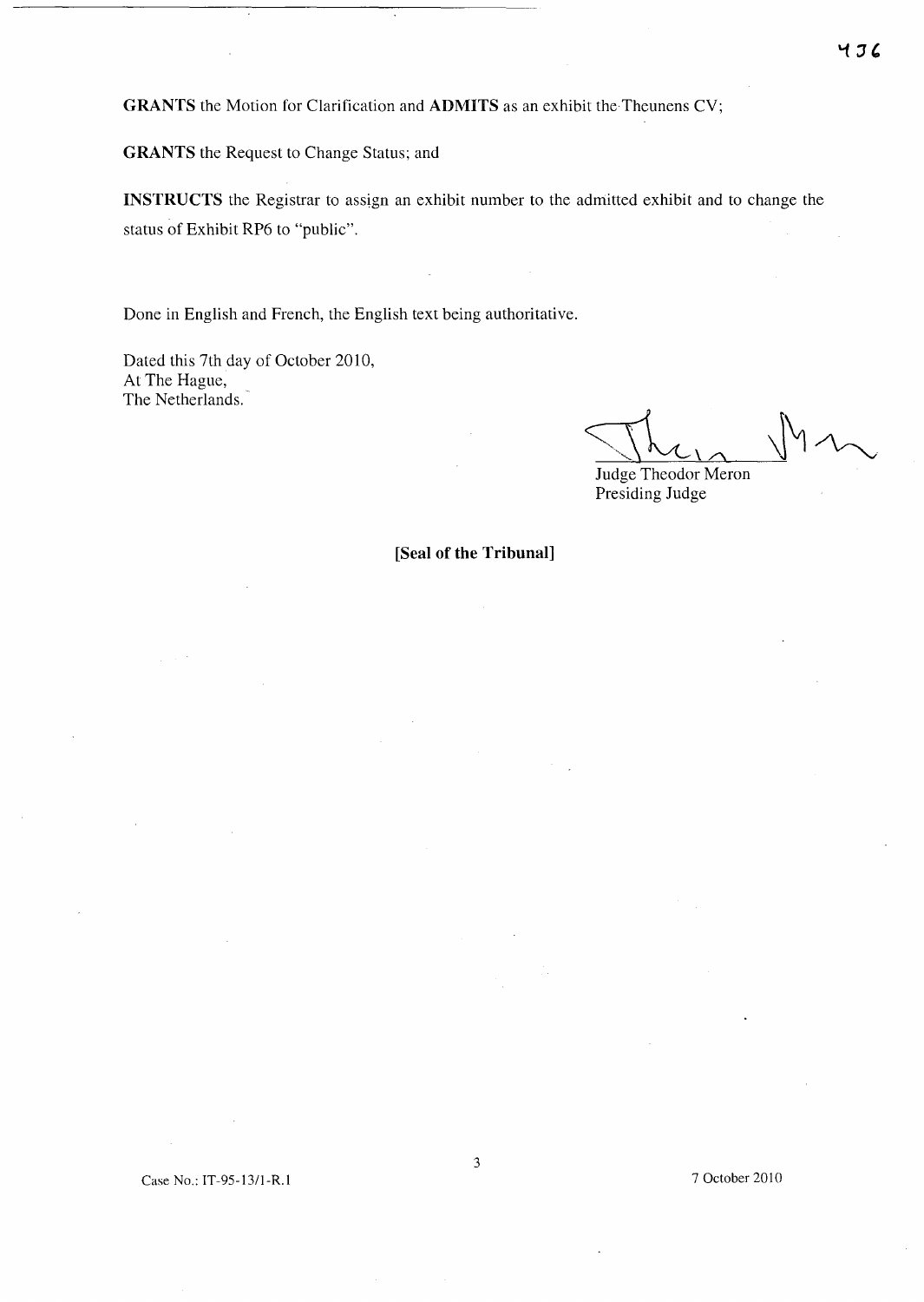**GRANTS** the Motion for Clarification and **ADMITS** as an exhibit the Theunens CV;

**GRANTS** the Request to Change Status; and

**INSTRUCTS** the Registrar to assign an exhibit number to the admitted exhibit and to change the status of Exhibit RP6 to "public".

Done in English and French, the English text being authoritative.

Dated this 7th day of October 2010,
At The Hague,
The Netherlands.

Judge Theodor Meron
Presiding Judge

**[Seal of the Tribunal]**